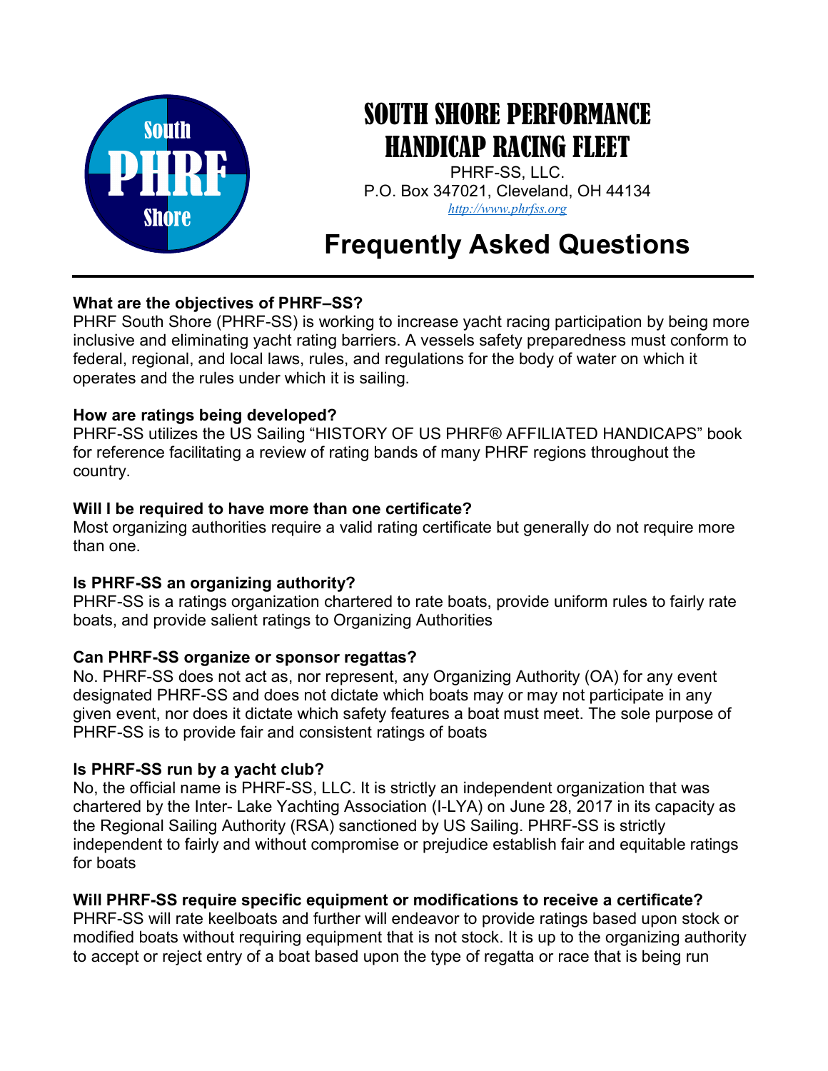# SOUTH SHORE PERFORMANCE HANDICAP RACING FLEET

PHRF-SS, LLC.
P.O. Box 347021, Cleveland, OH 44134
*http://www.phrfss.org*

# Frequently Asked Questions

**What are the objectives of PHRF–SS?**
PHRF South Shore (PHRF-SS) is working to increase yacht racing participation by being more inclusive and eliminating yacht rating barriers. A vessels safety preparedness must conform to federal, regional, and local laws, rules, and regulations for the body of water on which it operates and the rules under which it is sailing.

**How are ratings being developed?**
PHRF-SS utilizes the US Sailing "HISTORY OF US PHRF® AFFILIATED HANDICAPS" book for reference facilitating a review of rating bands of many PHRF regions throughout the country.

**Will I be required to have more than one certificate?**
Most organizing authorities require a valid rating certificate but generally do not require more than one.

**Is PHRF-SS an organizing authority?**
PHRF-SS is a ratings organization chartered to rate boats, provide uniform rules to fairly rate boats, and provide salient ratings to Organizing Authorities

**Can PHRF-SS organize or sponsor regattas?**
No. PHRF-SS does not act as, nor represent, any Organizing Authority (OA) for any event designated PHRF-SS and does not dictate which boats may or may not participate in any given event, nor does it dictate which safety features a boat must meet. The sole purpose of PHRF-SS is to provide fair and consistent ratings of boats

**Is PHRF-SS run by a yacht club?**
No, the official name is PHRF-SS, LLC. It is strictly an independent organization that was chartered by the Inter- Lake Yachting Association (I-LYA) on June 28, 2017 in its capacity as the Regional Sailing Authority (RSA) sanctioned by US Sailing. PHRF-SS is strictly independent to fairly and without compromise or prejudice establish fair and equitable ratings for boats

**Will PHRF-SS require specific equipment or modifications to receive a certificate?**
PHRF-SS will rate keelboats and further will endeavor to provide ratings based upon stock or modified boats without requiring equipment that is not stock. It is up to the organizing authority to accept or reject entry of a boat based upon the type of regatta or race that is being run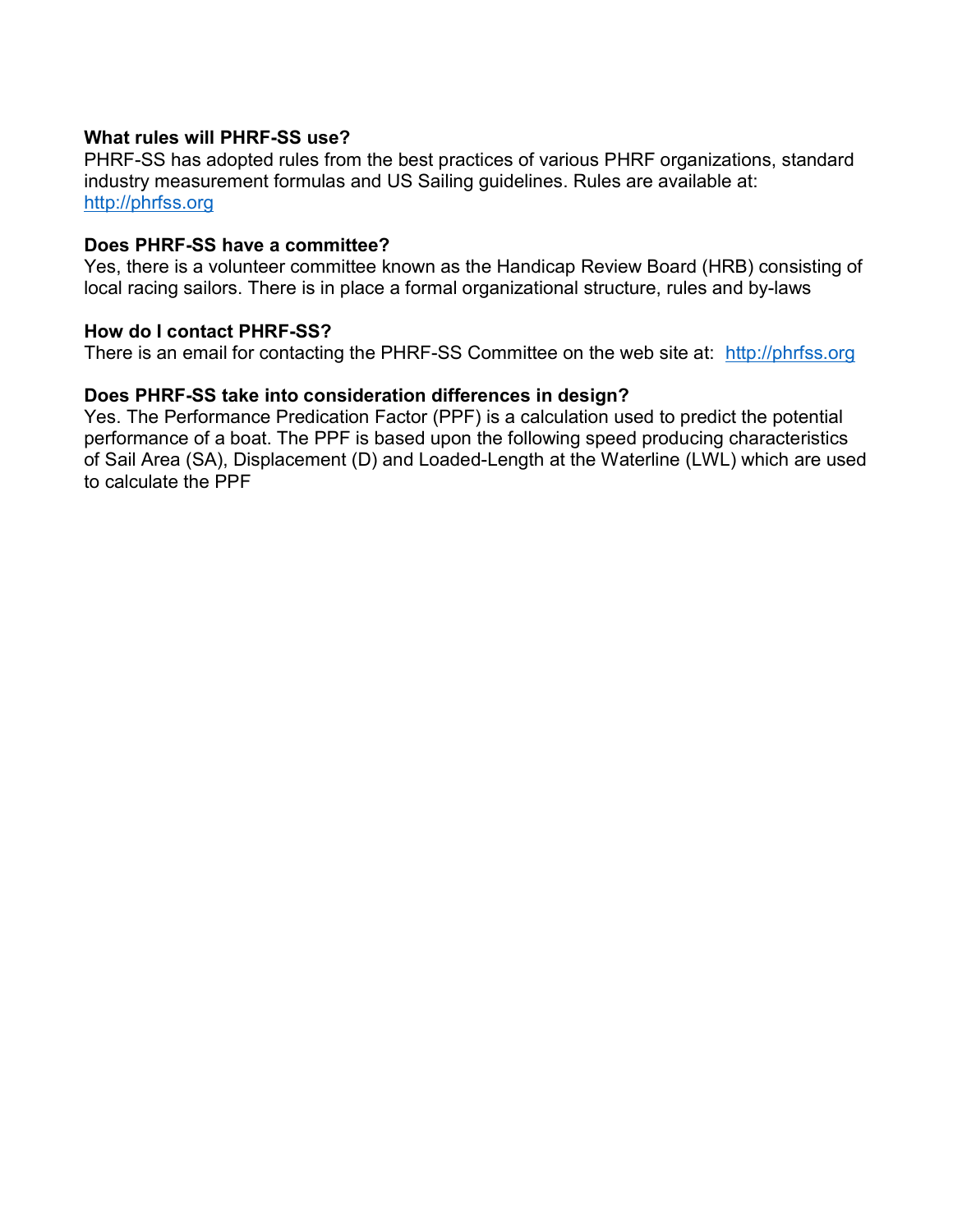**What rules will PHRF-SS use?**
PHRF-SS has adopted rules from the best practices of various PHRF organizations, standard industry measurement formulas and US Sailing guidelines. Rules are available at: [http://phrfss.org](http://phrfss.org)

**Does PHRF-SS have a committee?**
Yes, there is a volunteer committee known as the Handicap Review Board (HRB) consisting of local racing sailors. There is in place a formal organizational structure, rules and by-laws

**How do I contact PHRF-SS?**
There is an email for contacting the PHRF-SS Committee on the web site at: [http://phrfss.org](http://phrfss.org)

**Does PHRF-SS take into consideration differences in design?**
Yes. The Performance Predication Factor (PPF) is a calculation used to predict the potential performance of a boat. The PPF is based upon the following speed producing characteristics of Sail Area (SA), Displacement (D) and Loaded-Length at the Waterline (LWL) which are used to calculate the PPF